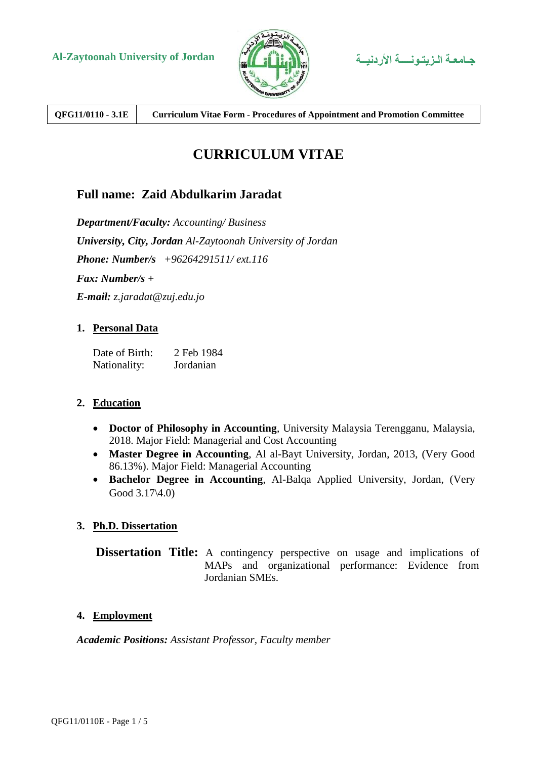**Al-Zaytoonah University of Jordan** جـامعـة الـزيـتـونـــة الأردنيـة

| QFG11/0110 - 3.1E | Curriculum Vitae Form - Procedures of Appointment and Promotion Committee |
| --- | --- |

# CURRICULUM VITAE

## Full name: Zaid Abdulkarim Jaradat

***Department/Faculty:*** *Accounting/ Business*

***University, City, Jordan*** *Al-Zaytoonah University of Jordan*

***Phone: Number/s*** *+96264291511/ ext.116*

***Fax: Number/s +***

***E-mail:*** *z.jaradat@zuj.edu.jo*

### 1. Personal Data

Date of Birth: 2 Feb 1984
Nationality: Jordanian

### 2. Education

- **Doctor of Philosophy in Accounting**, University Malaysia Terengganu, Malaysia, 2018. Major Field: Managerial and Cost Accounting
- **Master Degree in Accounting**, Al al-Bayt University, Jordan, 2013, (Very Good 86.13%). Major Field: Managerial Accounting
- **Bachelor Degree in Accounting**, Al-Balqa Applied University, Jordan, (Very Good 3.17\4.0)

### 3. Ph.D. Dissertation

**Dissertation Title:** A contingency perspective on usage and implications of MAPs and organizational performance: Evidence from Jordanian SMEs.

### 4. Employment

***Academic Positions:*** *Assistant Professor, Faculty member*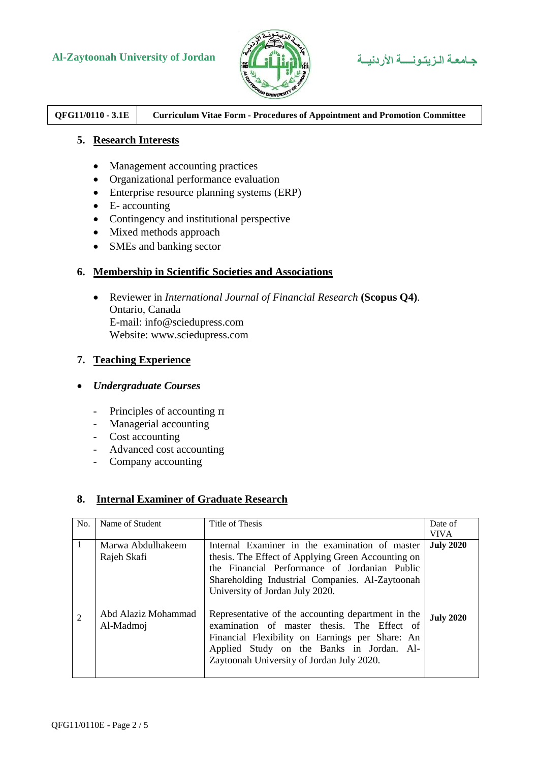## 5. Research Interests

- Management accounting practices
- Organizational performance evaluation
- Enterprise resource planning systems (ERP)
- E- accounting
- Contingency and institutional perspective
- Mixed methods approach
- SMEs and banking sector

## 6. Membership in Scientific Societies and Associations

- Reviewer in *International Journal of Financial Research* **(Scopus Q4)**.
  Ontario, Canada
  E-mail: info@sciedupress.com
  Website: www.sciedupress.com

## 7. Teaching Experience

- ***Undergraduate Courses***

  - Principles of accounting II
  - Managerial accounting
  - Cost accounting
  - Advanced cost accounting
  - Company accounting

## 8. Internal Examiner of Graduate Research

| No. | Name of Student | Title of Thesis | Date of VIVA |
|---|---|---|---|
| 1 | Marwa Abdulhakeem Rajeh Skafi | Internal Examiner in the examination of master thesis. The Effect of Applying Green Accounting on the Financial Performance of Jordanian Public Shareholding Industrial Companies. Al-Zaytoonah University of Jordan July 2020. | **July 2020** |
| 2 | Abd Alaziz Mohammad Al-Madmoj | Representative of the accounting department in the examination of master thesis. The Effect of Financial Flexibility on Earnings per Share: An Applied Study on the Banks in Jordan. Al-Zaytoonah University of Jordan July 2020. | **July 2020** |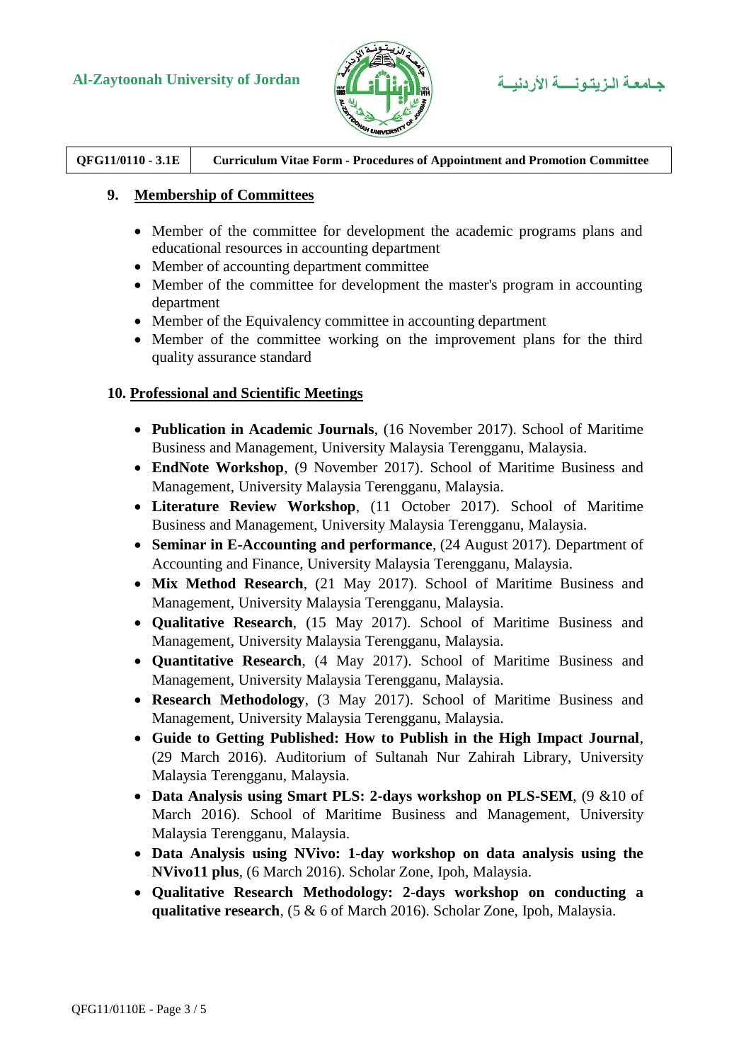## 9. Membership of Committees

- Member of the committee for development the academic programs plans and educational resources in accounting department
- Member of accounting department committee
- Member of the committee for development the master's program in accounting department
- Member of the Equivalency committee in accounting department
- Member of the committee working on the improvement plans for the third quality assurance standard

## 10. Professional and Scientific Meetings

- **Publication in Academic Journals**, (16 November 2017). School of Maritime Business and Management, University Malaysia Terengganu, Malaysia.
- **EndNote Workshop**, (9 November 2017). School of Maritime Business and Management, University Malaysia Terengganu, Malaysia.
- **Literature Review Workshop**, (11 October 2017). School of Maritime Business and Management, University Malaysia Terengganu, Malaysia.
- **Seminar in E-Accounting and performance**, (24 August 2017). Department of Accounting and Finance, University Malaysia Terengganu, Malaysia.
- **Mix Method Research**, (21 May 2017). School of Maritime Business and Management, University Malaysia Terengganu, Malaysia.
- **Qualitative Research**, (15 May 2017). School of Maritime Business and Management, University Malaysia Terengganu, Malaysia.
- **Quantitative Research**, (4 May 2017). School of Maritime Business and Management, University Malaysia Terengganu, Malaysia.
- **Research Methodology**, (3 May 2017). School of Maritime Business and Management, University Malaysia Terengganu, Malaysia.
- **Guide to Getting Published: How to Publish in the High Impact Journal**, (29 March 2016). Auditorium of Sultanah Nur Zahirah Library, University Malaysia Terengganu, Malaysia.
- **Data Analysis using Smart PLS: 2-days workshop on PLS-SEM**, (9 &10 of March 2016). School of Maritime Business and Management, University Malaysia Terengganu, Malaysia.
- **Data Analysis using NVivo: 1-day workshop on data analysis using the NVivo11 plus**, (6 March 2016). Scholar Zone, Ipoh, Malaysia.
- **Qualitative Research Methodology: 2-days workshop on conducting a qualitative research**, (5 & 6 of March 2016). Scholar Zone, Ipoh, Malaysia.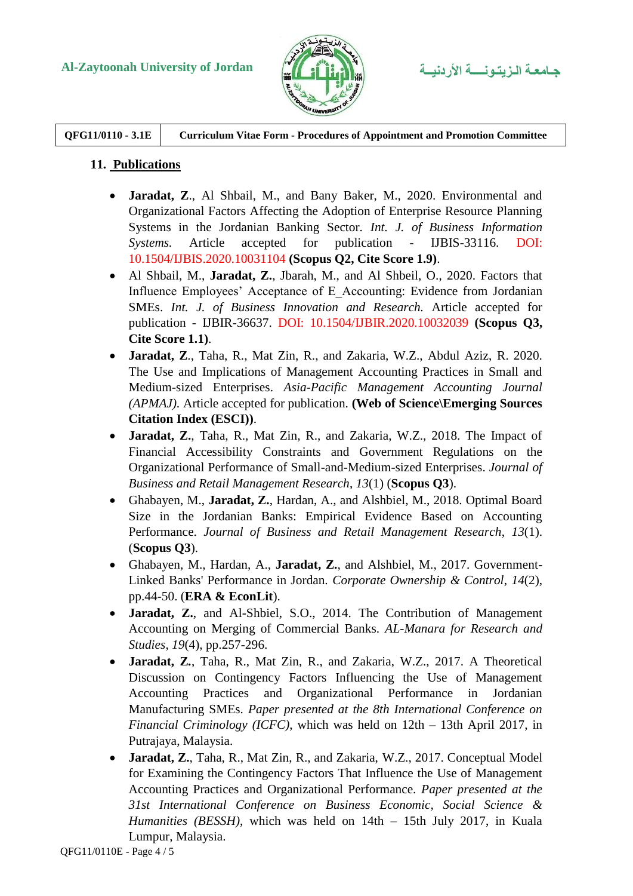## 11. Publications

- **Jaradat, Z**., Al Shbail, M., and Bany Baker, M., 2020. Environmental and Organizational Factors Affecting the Adoption of Enterprise Resource Planning Systems in the Jordanian Banking Sector. *Int. J. of Business Information Systems.* Article accepted for publication - IJBIS-33116. DOI: 10.1504/IJBIS.2020.10031104 **(Scopus Q2, Cite Score 1.9)**.
- Al Shbail, M., **Jaradat, Z.**, Jbarah, M., and Al Shbeil, O., 2020. Factors that Influence Employees' Acceptance of E_Accounting: Evidence from Jordanian SMEs. *Int. J. of Business Innovation and Research.* Article accepted for publication - IJBIR-36637. DOI: 10.1504/IJBIR.2020.10032039 **(Scopus Q3, Cite Score 1.1)**.
- **Jaradat, Z**., Taha, R., Mat Zin, R., and Zakaria, W.Z., Abdul Aziz, R. 2020. The Use and Implications of Management Accounting Practices in Small and Medium-sized Enterprises. *Asia-Pacific Management Accounting Journal (APMAJ).* Article accepted for publication. **(Web of Science\Emerging Sources Citation Index (ESCI))**.
- **Jaradat, Z.**, Taha, R., Mat Zin, R., and Zakaria, W.Z., 2018. The Impact of Financial Accessibility Constraints and Government Regulations on the Organizational Performance of Small-and-Medium-sized Enterprises. *Journal of Business and Retail Management Research*, *13*(1) (**Scopus Q3**).
- Ghabayen, M., **Jaradat, Z.**, Hardan, A., and Alshbiel, M., 2018. Optimal Board Size in the Jordanian Banks: Empirical Evidence Based on Accounting Performance. *Journal of Business and Retail Management Research*, *13*(1). (**Scopus Q3**).
- Ghabayen, M., Hardan, A., **Jaradat, Z.**, and Alshbiel, M., 2017. Government-Linked Banks' Performance in Jordan. *Corporate Ownership & Control*, *14*(2), pp.44-50. (**ERA & EconLit**).
- **Jaradat, Z.**, and Al-Shbiel, S.O., 2014. The Contribution of Management Accounting on Merging of Commercial Banks. *AL-Manara for Research and Studies*, *19*(4), pp.257-296.
- **Jaradat, Z.**, Taha, R., Mat Zin, R., and Zakaria, W.Z., 2017. A Theoretical Discussion on Contingency Factors Influencing the Use of Management Accounting Practices and Organizational Performance in Jordanian Manufacturing SMEs. *Paper presented at the 8th International Conference on Financial Criminology (ICFC)*, which was held on 12th – 13th April 2017, in Putrajaya, Malaysia.
- **Jaradat, Z.**, Taha, R., Mat Zin, R., and Zakaria, W.Z., 2017. Conceptual Model for Examining the Contingency Factors That Influence the Use of Management Accounting Practices and Organizational Performance. *Paper presented at the 31st International Conference on Business Economic, Social Science & Humanities (BESSH)*, which was held on 14th – 15th July 2017, in Kuala Lumpur, Malaysia.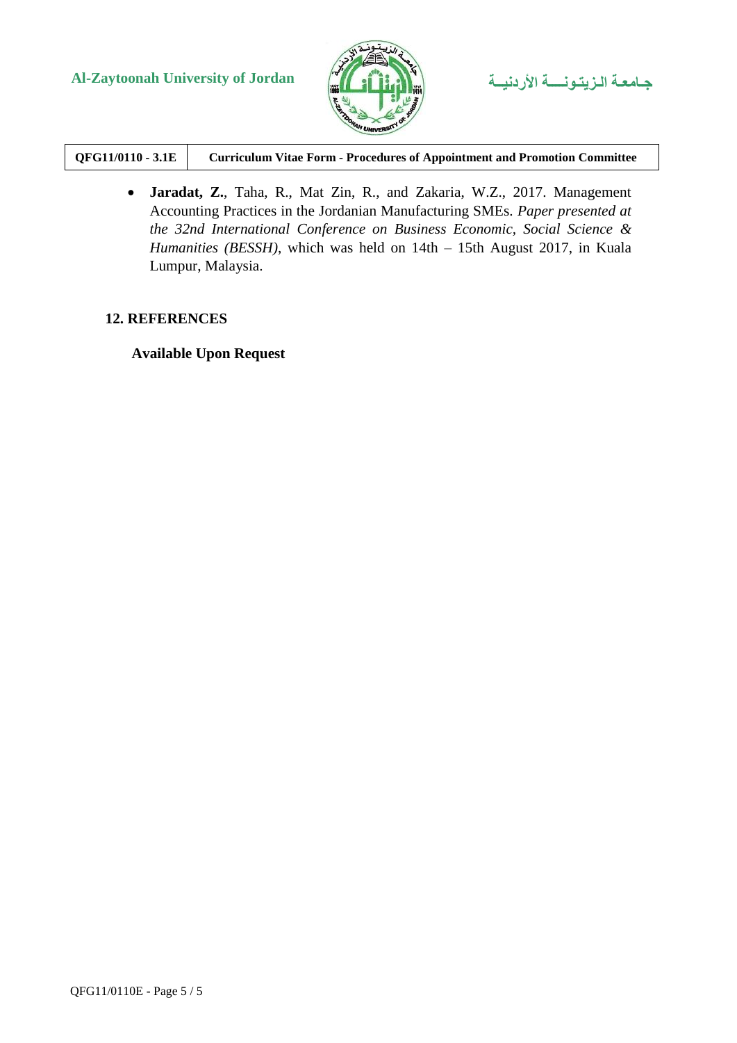- **Jaradat, Z.**, Taha, R., Mat Zin, R., and Zakaria, W.Z., 2017. Management Accounting Practices in the Jordanian Manufacturing SMEs. *Paper presented at the 32nd International Conference on Business Economic, Social Science & Humanities (BESSH)*, which was held on 14th – 15th August 2017, in Kuala Lumpur, Malaysia.

## 12. REFERENCES

**Available Upon Request**